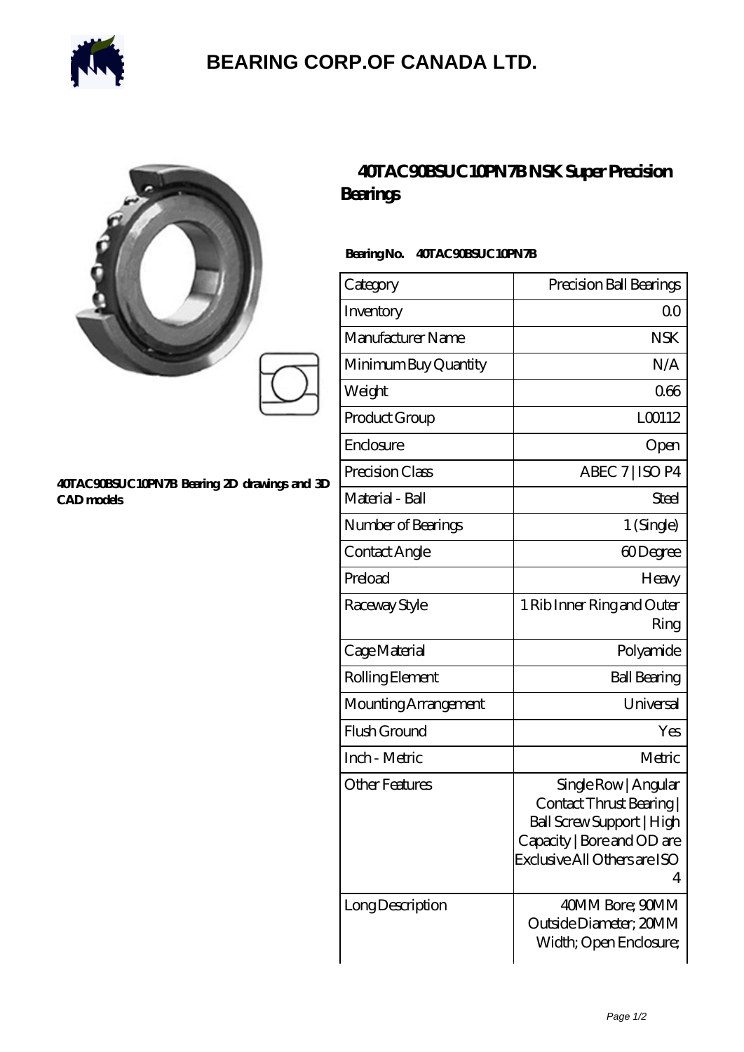# BEARING CORP.OF CANADA LTD.

40TAC90BSUC10PN7B Bearing 2D drawings and 3D CAD models

## 40TAC90BSUC10PN7B NSK Super Precision Bearings

**Bearing No.** **40TAC90BSUC10PN7B**

| Category | Precision Ball Bearings |
|---|---|
| Inventory | 0.0 |
| Manufacturer Name | NSK |
| Minimum Buy Quantity | N/A |
| Weight | 0.66 |
| Product Group | L00112 |
| Enclosure | Open |
| Precision Class | ABEC 7 \| ISO P4 |
| Material - Ball | Steel |
| Number of Bearings | 1 (Single) |
| Contact Angle | 60 Degree |
| Preload | Heavy |
| Raceway Style | 1 Rib Inner Ring and Outer Ring |
| Cage Material | Polyamide |
| Rolling Element | Ball Bearing |
| Mounting Arrangement | Universal |
| Flush Ground | Yes |
| Inch - Metric | Metric |
| Other Features | Single Row \| Angular Contact Thrust Bearing \| Ball Screw Support \| High Capacity \| Bore and OD are Exclusive All Others are ISO 4 |
| Long Description | 40MM Bore; 90MM Outside Diameter; 20MM Width; Open Enclosure; |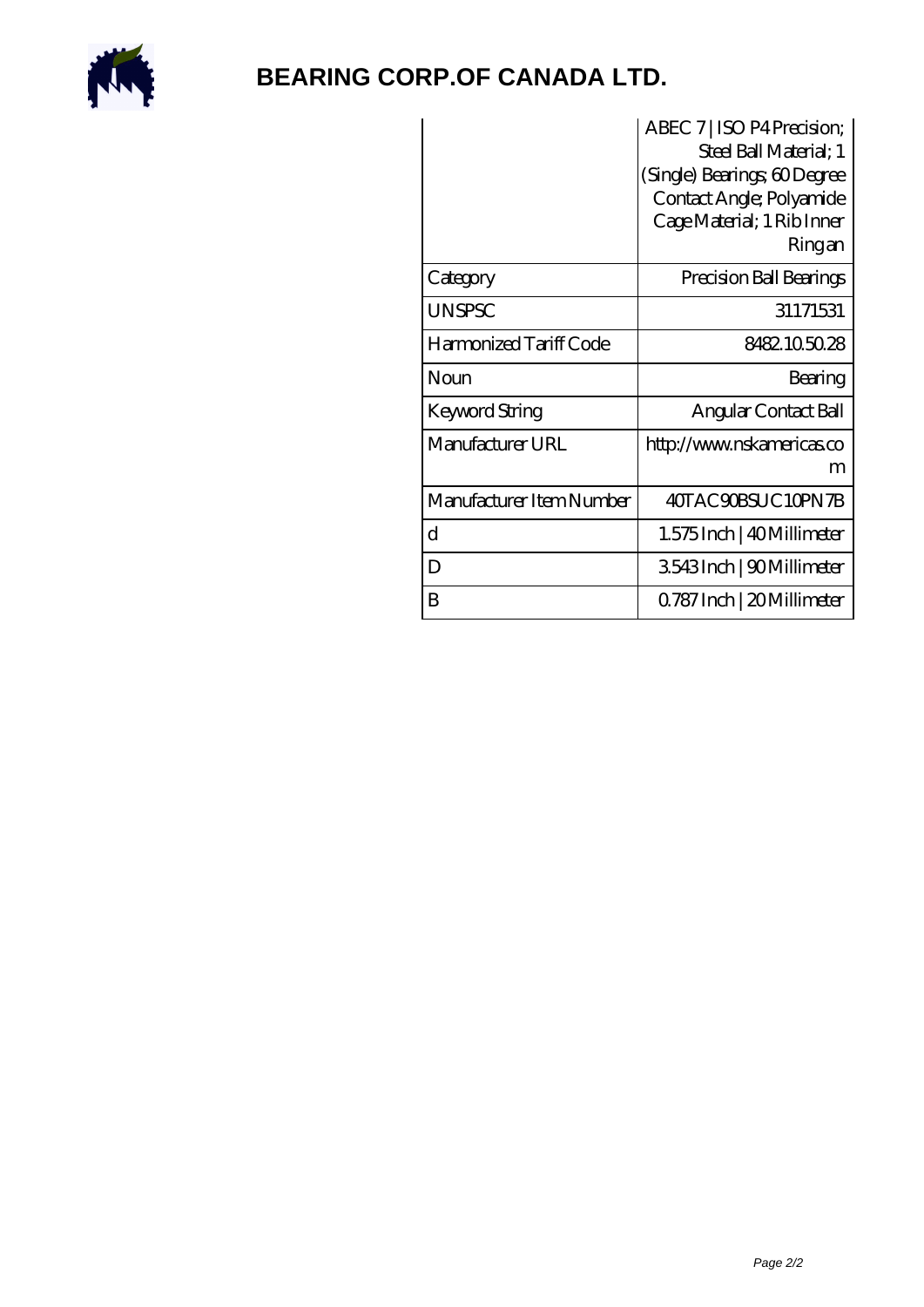# BEARING CORP.OF CANADA LTD.

| | |
|---|---|
| | ABEC 7 \| ISO P4 Precision; Steel Ball Material; 1 (Single) Bearings; 60 Degree Contact Angle; Polyamide Cage Material; 1 Rib Inner Ring an |
| Category | Precision Ball Bearings |
| UNSPSC | 31171531 |
| Harmonized Tariff Code | 8482.10.50.28 |
| Noun | Bearing |
| Keyword String | Angular Contact Ball |
| Manufacturer URL | http://www.nskamericas.com |
| Manufacturer Item Number | 40TAC90BSUC10PN7B |
| d | 1.575 Inch \| 40 Millimeter |
| D | 3.543 Inch \| 90 Millimeter |
| B | 0.787 Inch \| 20 Millimeter |